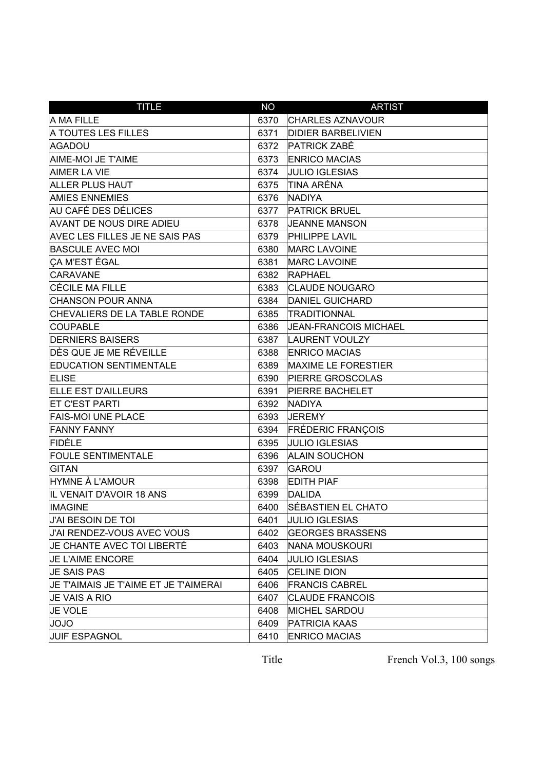| TITLE | NO | ARTIST |
|---|---|---|
| A MA FILLE | 6370 | CHARLES AZNAVOUR |
| A TOUTES LES FILLES | 6371 | DIDIER BARBELIVIEN |
| AGADOU | 6372 | PATRICK ZABÉ |
| AIME-MOI JE T'AIME | 6373 | ENRICO MACIAS |
| AIMER LA VIE | 6374 | JULIO IGLESIAS |
| ALLER PLUS HAUT | 6375 | TINA ARÉNA |
| AMIES ENNEMIES | 6376 | NADIYA |
| AU CAFÉ DES DÉLICES | 6377 | PATRICK BRUEL |
| AVANT DE NOUS DIRE ADIEU | 6378 | JEANNE MANSON |
| AVEC LES FILLES JE NE SAIS PAS | 6379 | PHILIPPE LAVIL |
| BASCULE AVEC MOI | 6380 | MARC LAVOINE |
| ÇA M'EST ÉGAL | 6381 | MARC LAVOINE |
| CARAVANE | 6382 | RAPHAEL |
| CÉCILE MA FILLE | 6383 | CLAUDE NOUGARO |
| CHANSON POUR ANNA | 6384 | DANIEL GUICHARD |
| CHEVALIERS DE LA TABLE RONDE | 6385 | TRADITIONNAL |
| COUPABLE | 6386 | JEAN-FRANCOIS MICHAEL |
| DERNIERS BAISERS | 6387 | LAURENT VOULZY |
| DÈS QUE JE ME RÉVEILLE | 6388 | ENRICO MACIAS |
| EDUCATION SENTIMENTALE | 6389 | MAXIME LE FORESTIER |
| ELISE | 6390 | PIERRE GROSCOLAS |
| ELLE EST D'AILLEURS | 6391 | PIERRE BACHELET |
| ET C'EST PARTI | 6392 | NADIYA |
| FAIS-MOI UNE PLACE | 6393 | JEREMY |
| FANNY FANNY | 6394 | FRÉDERIC FRANÇOIS |
| FIDÈLE | 6395 | JULIO IGLESIAS |
| FOULE SENTIMENTALE | 6396 | ALAIN SOUCHON |
| GITAN | 6397 | GAROU |
| HYMNE À L'AMOUR | 6398 | EDITH PIAF |
| IL VENAIT D'AVOIR 18 ANS | 6399 | DALIDA |
| IMAGINE | 6400 | SÉBASTIEN EL CHATO |
| J'AI BESOIN DE TOI | 6401 | JULIO IGLESIAS |
| J'AI RENDEZ-VOUS AVEC VOUS | 6402 | GEORGES BRASSENS |
| JE CHANTE AVEC TOI LIBERTÉ | 6403 | NANA MOUSKOURI |
| JE L'AIME ENCORE | 6404 | JULIO IGLESIAS |
| JE SAIS PAS | 6405 | CELINE DION |
| JE T'AIMAIS JE T'AIME ET JE T'AIMERAI | 6406 | FRANCIS CABREL |
| JE VAIS A RIO | 6407 | CLAUDE FRANCOIS |
| JE VOLE | 6408 | MICHEL SARDOU |
| JOJO | 6409 | PATRICIA KAAS |
| JUIF ESPAGNOL | 6410 | ENRICO MACIAS |

Title French Vol.3, 100 songs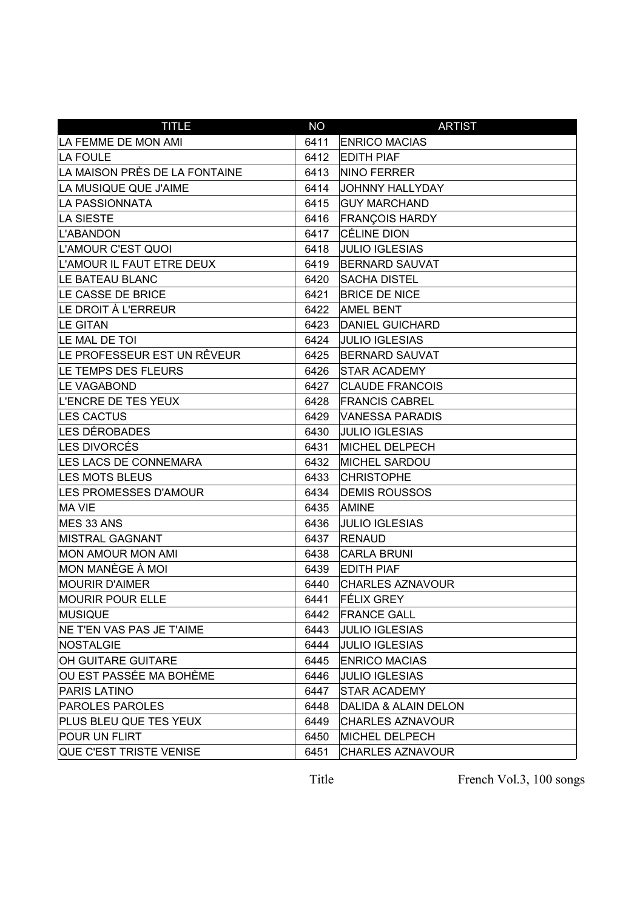| TITLE | NO | ARTIST |
|---|---|---|
| LA FEMME DE MON AMI | 6411 | ENRICO MACIAS |
| LA FOULE | 6412 | EDITH PIAF |
| LA MAISON PRÈS DE LA FONTAINE | 6413 | NINO FERRER |
| LA MUSIQUE QUE J'AIME | 6414 | JOHNNY HALLYDAY |
| LA PASSIONNATA | 6415 | GUY MARCHAND |
| LA SIESTE | 6416 | FRANÇOIS HARDY |
| L'ABANDON | 6417 | CÉLINE DION |
| L'AMOUR C'EST QUOI | 6418 | JULIO IGLESIAS |
| L'AMOUR IL FAUT ETRE DEUX | 6419 | BERNARD SAUVAT |
| LE BATEAU BLANC | 6420 | SACHA DISTEL |
| LE CASSE DE BRICE | 6421 | BRICE DE NICE |
| LE DROIT À L'ERREUR | 6422 | AMEL BENT |
| LE GITAN | 6423 | DANIEL GUICHARD |
| LE MAL DE TOI | 6424 | JULIO IGLESIAS |
| LE PROFESSEUR EST UN RÊVEUR | 6425 | BERNARD SAUVAT |
| LE TEMPS DES FLEURS | 6426 | STAR ACADEMY |
| LE VAGABOND | 6427 | CLAUDE FRANCOIS |
| L'ENCRE DE TES YEUX | 6428 | FRANCIS CABREL |
| LES CACTUS | 6429 | VANESSA PARADIS |
| LES DÉROBADES | 6430 | JULIO IGLESIAS |
| LES DIVORCÉS | 6431 | MICHEL DELPECH |
| LES LACS DE CONNEMARA | 6432 | MICHEL SARDOU |
| LES MOTS BLEUS | 6433 | CHRISTOPHE |
| LES PROMESSES D'AMOUR | 6434 | DEMIS ROUSSOS |
| MA VIE | 6435 | AMINE |
| MES 33 ANS | 6436 | JULIO IGLESIAS |
| MISTRAL GAGNANT | 6437 | RENAUD |
| MON AMOUR MON AMI | 6438 | CARLA BRUNI |
| MON MANÈGE À MOI | 6439 | EDITH PIAF |
| MOURIR D'AIMER | 6440 | CHARLES AZNAVOUR |
| MOURIR POUR ELLE | 6441 | FÉLIX GREY |
| MUSIQUE | 6442 | FRANCE GALL |
| NE T'EN VAS PAS JE T'AIME | 6443 | JULIO IGLESIAS |
| NOSTALGIE | 6444 | JULIO IGLESIAS |
| OH GUITARE GUITARE | 6445 | ENRICO MACIAS |
| OU EST PASSÉE MA BOHÈME | 6446 | JULIO IGLESIAS |
| PARIS LATINO | 6447 | STAR ACADEMY |
| PAROLES PAROLES | 6448 | DALIDA & ALAIN DELON |
| PLUS BLEU QUE TES YEUX | 6449 | CHARLES AZNAVOUR |
| POUR UN FLIRT | 6450 | MICHEL DELPECH |
| QUE C'EST TRISTE VENISE | 6451 | CHARLES AZNAVOUR |

Title French Vol.3, 100 songs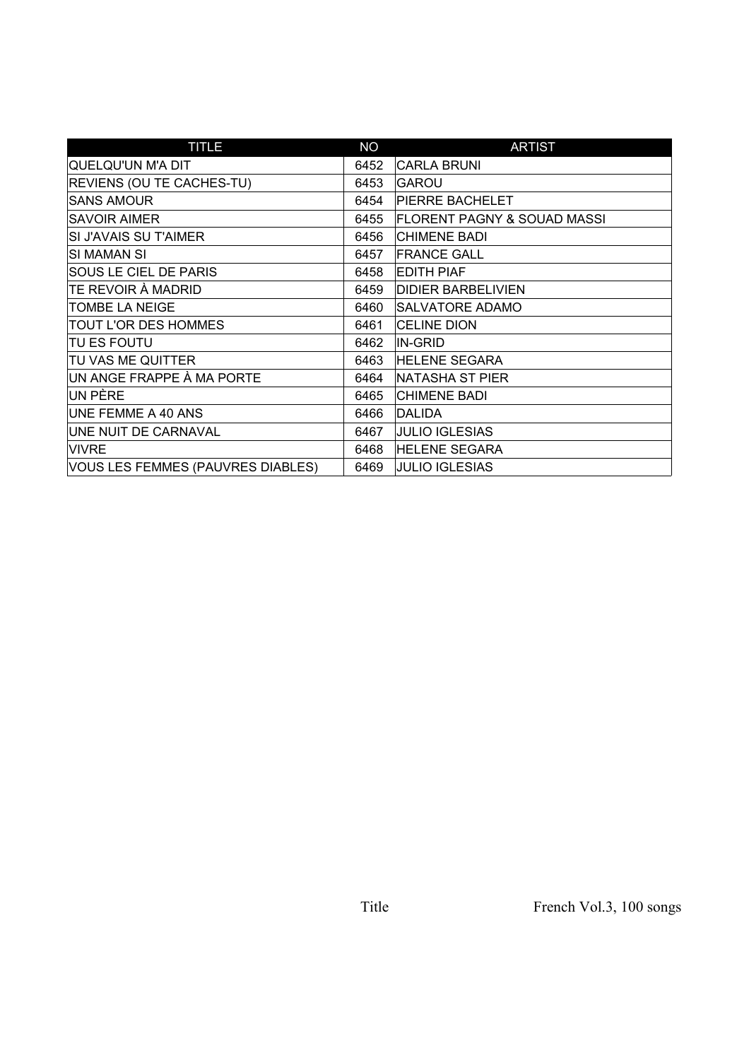| TITLE | NO | ARTIST |
|---|---|---|
| QUELQU'UN M'A DIT | 6452 | CARLA BRUNI |
| REVIENS (OU TE CACHES-TU) | 6453 | GAROU |
| SANS AMOUR | 6454 | PIERRE BACHELET |
| SAVOIR AIMER | 6455 | FLORENT PAGNY & SOUAD MASSI |
| SI J'AVAIS SU T'AIMER | 6456 | CHIMENE BADI |
| SI MAMAN SI | 6457 | FRANCE GALL |
| SOUS LE CIEL DE PARIS | 6458 | EDITH PIAF |
| TE REVOIR À MADRID | 6459 | DIDIER BARBELIVIEN |
| TOMBE LA NEIGE | 6460 | SALVATORE ADAMO |
| TOUT L'OR DES HOMMES | 6461 | CELINE DION |
| TU ES FOUTU | 6462 | IN-GRID |
| TU VAS ME QUITTER | 6463 | HELENE SEGARA |
| UN ANGE FRAPPE À MA PORTE | 6464 | NATASHA ST PIER |
| UN PÈRE | 6465 | CHIMENE BADI |
| UNE FEMME A 40 ANS | 6466 | DALIDA |
| UNE NUIT DE CARNAVAL | 6467 | JULIO IGLESIAS |
| VIVRE | 6468 | HELENE SEGARA |
| VOUS LES FEMMES (PAUVRES DIABLES) | 6469 | JULIO IGLESIAS |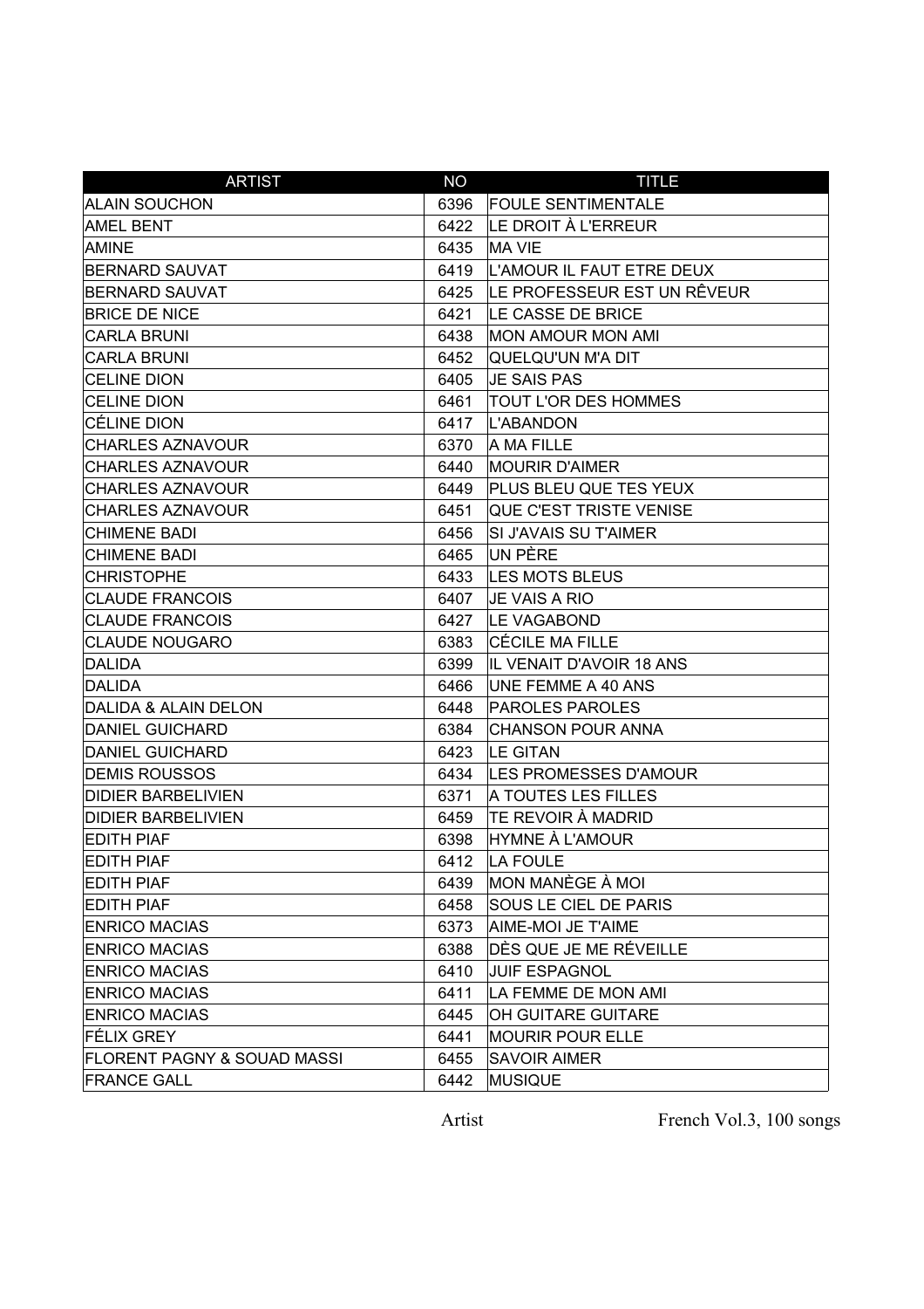| ARTIST | NO | TITLE |
| --- | --- | --- |
| ALAIN SOUCHON | 6396 | FOULE SENTIMENTALE |
| AMEL BENT | 6422 | LE DROIT À L'ERREUR |
| AMINE | 6435 | MA VIE |
| BERNARD SAUVAT | 6419 | L'AMOUR IL FAUT ETRE DEUX |
| BERNARD SAUVAT | 6425 | LE PROFESSEUR EST UN RÊVEUR |
| BRICE DE NICE | 6421 | LE CASSE DE BRICE |
| CARLA BRUNI | 6438 | MON AMOUR MON AMI |
| CARLA BRUNI | 6452 | QUELQU'UN M'A DIT |
| CELINE DION | 6405 | JE SAIS PAS |
| CELINE DION | 6461 | TOUT L'OR DES HOMMES |
| CÉLINE DION | 6417 | L'ABANDON |
| CHARLES AZNAVOUR | 6370 | A MA FILLE |
| CHARLES AZNAVOUR | 6440 | MOURIR D'AIMER |
| CHARLES AZNAVOUR | 6449 | PLUS BLEU QUE TES YEUX |
| CHARLES AZNAVOUR | 6451 | QUE C'EST TRISTE VENISE |
| CHIMENE BADI | 6456 | SI J'AVAIS SU T'AIMER |
| CHIMENE BADI | 6465 | UN PÈRE |
| CHRISTOPHE | 6433 | LES MOTS BLEUS |
| CLAUDE FRANCOIS | 6407 | JE VAIS A RIO |
| CLAUDE FRANCOIS | 6427 | LE VAGABOND |
| CLAUDE NOUGARO | 6383 | CÉCILE MA FILLE |
| DALIDA | 6399 | IL VENAIT D'AVOIR 18 ANS |
| DALIDA | 6466 | UNE FEMME A 40 ANS |
| DALIDA & ALAIN DELON | 6448 | PAROLES PAROLES |
| DANIEL GUICHARD | 6384 | CHANSON POUR ANNA |
| DANIEL GUICHARD | 6423 | LE GITAN |
| DEMIS ROUSSOS | 6434 | LES PROMESSES D'AMOUR |
| DIDIER BARBELIVIEN | 6371 | A TOUTES LES FILLES |
| DIDIER BARBELIVIEN | 6459 | TE REVOIR À MADRID |
| EDITH PIAF | 6398 | HYMNE À L'AMOUR |
| EDITH PIAF | 6412 | LA FOULE |
| EDITH PIAF | 6439 | MON MANÈGE À MOI |
| EDITH PIAF | 6458 | SOUS LE CIEL DE PARIS |
| ENRICO MACIAS | 6373 | AIME-MOI JE T'AIME |
| ENRICO MACIAS | 6388 | DÈS QUE JE ME RÉVEILLE |
| ENRICO MACIAS | 6410 | JUIF ESPAGNOL |
| ENRICO MACIAS | 6411 | LA FEMME DE MON AMI |
| ENRICO MACIAS | 6445 | OH GUITARE GUITARE |
| FÉLIX GREY | 6441 | MOURIR POUR ELLE |
| FLORENT PAGNY & SOUAD MASSI | 6455 | SAVOIR AIMER |
| FRANCE GALL | 6442 | MUSIQUE |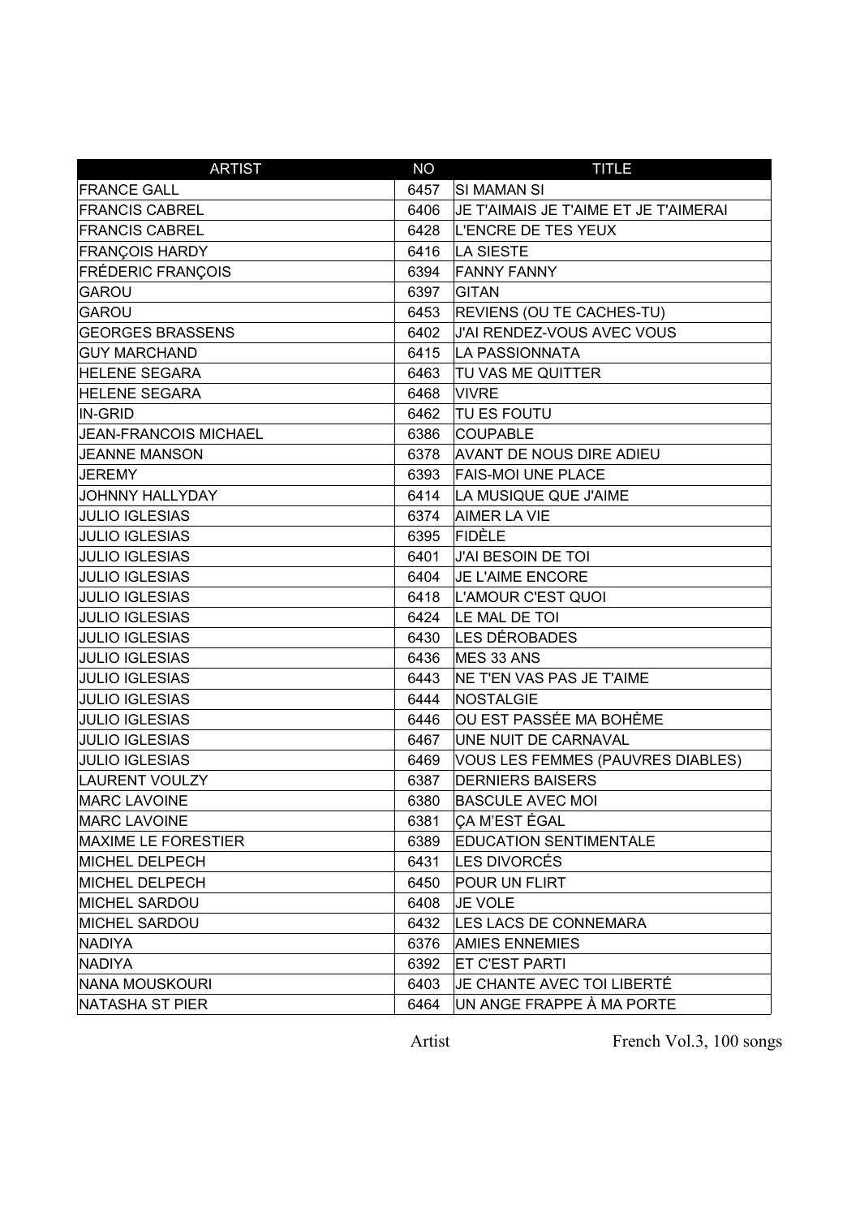| ARTIST | NO | TITLE |
|---|---|---|
| FRANCE GALL | 6457 | SI MAMAN SI |
| FRANCIS CABREL | 6406 | JE T'AIMAIS JE T'AIME ET JE T'AIMERAI |
| FRANCIS CABREL | 6428 | L'ENCRE DE TES YEUX |
| FRANÇOIS HARDY | 6416 | LA SIESTE |
| FRÉDERIC FRANÇOIS | 6394 | FANNY FANNY |
| GAROU | 6397 | GITAN |
| GAROU | 6453 | REVIENS (OU TE CACHES-TU) |
| GEORGES BRASSENS | 6402 | J'AI RENDEZ-VOUS AVEC VOUS |
| GUY MARCHAND | 6415 | LA PASSIONNATA |
| HELENE SEGARA | 6463 | TU VAS ME QUITTER |
| HELENE SEGARA | 6468 | VIVRE |
| IN-GRID | 6462 | TU ES FOUTU |
| JEAN-FRANCOIS MICHAEL | 6386 | COUPABLE |
| JEANNE MANSON | 6378 | AVANT DE NOUS DIRE ADIEU |
| JEREMY | 6393 | FAIS-MOI UNE PLACE |
| JOHNNY HALLYDAY | 6414 | LA MUSIQUE QUE J'AIME |
| JULIO IGLESIAS | 6374 | AIMER LA VIE |
| JULIO IGLESIAS | 6395 | FIDÈLE |
| JULIO IGLESIAS | 6401 | J'AI BESOIN DE TOI |
| JULIO IGLESIAS | 6404 | JE L'AIME ENCORE |
| JULIO IGLESIAS | 6418 | L'AMOUR C'EST QUOI |
| JULIO IGLESIAS | 6424 | LE MAL DE TOI |
| JULIO IGLESIAS | 6430 | LES DÉROBADES |
| JULIO IGLESIAS | 6436 | MES 33 ANS |
| JULIO IGLESIAS | 6443 | NE T'EN VAS PAS JE T'AIME |
| JULIO IGLESIAS | 6444 | NOSTALGIE |
| JULIO IGLESIAS | 6446 | OU EST PASSÉE MA BOHÈME |
| JULIO IGLESIAS | 6467 | UNE NUIT DE CARNAVAL |
| JULIO IGLESIAS | 6469 | VOUS LES FEMMES (PAUVRES DIABLES) |
| LAURENT VOULZY | 6387 | DERNIERS BAISERS |
| MARC LAVOINE | 6380 | BASCULE AVEC MOI |
| MARC LAVOINE | 6381 | ÇA M'EST ÉGAL |
| MAXIME LE FORESTIER | 6389 | EDUCATION SENTIMENTALE |
| MICHEL DELPECH | 6431 | LES DIVORCÉS |
| MICHEL DELPECH | 6450 | POUR UN FLIRT |
| MICHEL SARDOU | 6408 | JE VOLE |
| MICHEL SARDOU | 6432 | LES LACS DE CONNEMARA |
| NADIYA | 6376 | AMIES ENNEMIES |
| NADIYA | 6392 | ET C'EST PARTI |
| NANA MOUSKOURI | 6403 | JE CHANTE AVEC TOI LIBERTÉ |
| NATASHA ST PIER | 6464 | UN ANGE FRAPPE À MA PORTE |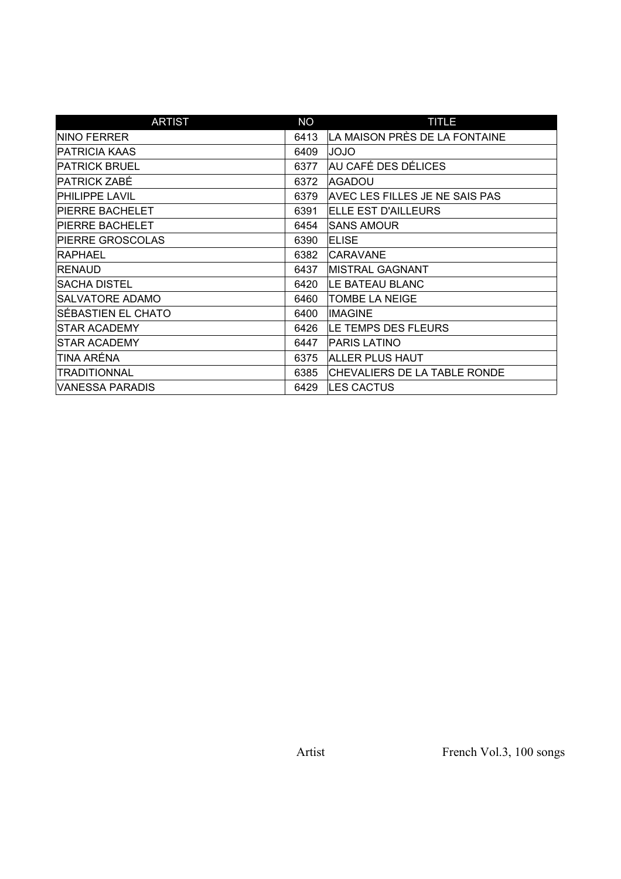| ARTIST | NO | TITLE |
|---|---|---|
| NINO FERRER | 6413 | LA MAISON PRÈS DE LA FONTAINE |
| PATRICIA KAAS | 6409 | JOJO |
| PATRICK BRUEL | 6377 | AU CAFÉ DES DÉLICES |
| PATRICK ZABÉ | 6372 | AGADOU |
| PHILIPPE LAVIL | 6379 | AVEC LES FILLES JE NE SAIS PAS |
| PIERRE BACHELET | 6391 | ELLE EST D'AILLEURS |
| PIERRE BACHELET | 6454 | SANS AMOUR |
| PIERRE GROSCOLAS | 6390 | ELISE |
| RAPHAEL | 6382 | CARAVANE |
| RENAUD | 6437 | MISTRAL GAGNANT |
| SACHA DISTEL | 6420 | LE BATEAU BLANC |
| SALVATORE ADAMO | 6460 | TOMBE LA NEIGE |
| SÉBASTIEN EL CHATO | 6400 | IMAGINE |
| STAR ACADEMY | 6426 | LE TEMPS DES FLEURS |
| STAR ACADEMY | 6447 | PARIS LATINO |
| TINA ARÉNA | 6375 | ALLER PLUS HAUT |
| TRADITIONNAL | 6385 | CHEVALIERS DE LA TABLE RONDE |
| VANESSA PARADIS | 6429 | LES CACTUS |